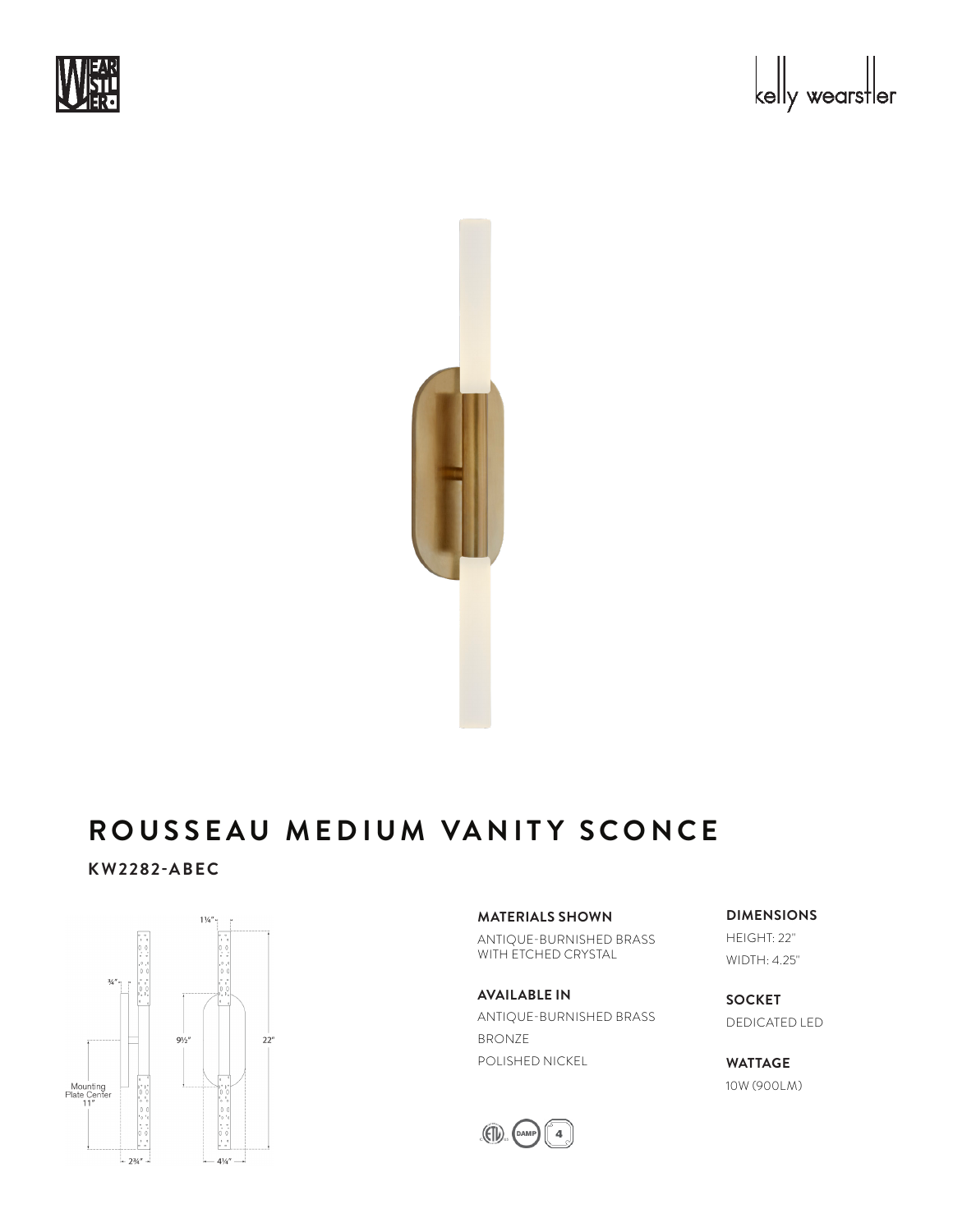# ROUSSEAU MEDIUM VANITY SCONCE

**KW2282-ABEC**

**MATERIALS SHOWN**

ANTIQUE-BURNISHED BRASS WITH ETCHED CRYSTAL

**AVAILABLE IN**

ANTIQUE-BURNISHED BRASS

BRONZE

POLISHED NICKEL

**DIMENSIONS**

HEIGHT: 22"

WIDTH: 4.25"

**SOCKET**

DEDICATED LED

**WATTAGE**

10W (900LM)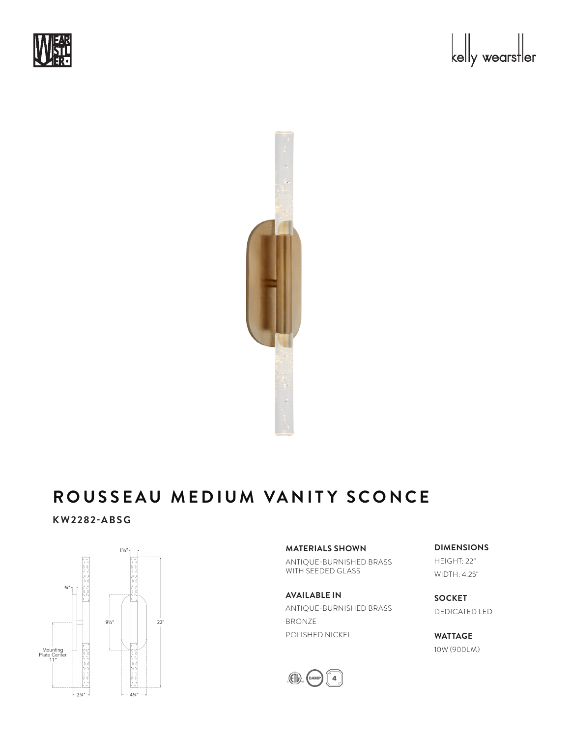# ROUSSEAU MEDIUM VANITY SCONCE

**KW2282-ABSG**

**MATERIALS SHOWN**

ANTIQUE-BURNISHED BRASS WITH SEEDED GLASS

**AVAILABLE IN**

ANTIQUE-BURNISHED BRASS

BRONZE

POLISHED NICKEL

**DIMENSIONS**

HEIGHT: 22"

WIDTH: 4.25"

**SOCKET**

DEDICATED LED

**WATTAGE**

10W (900LM)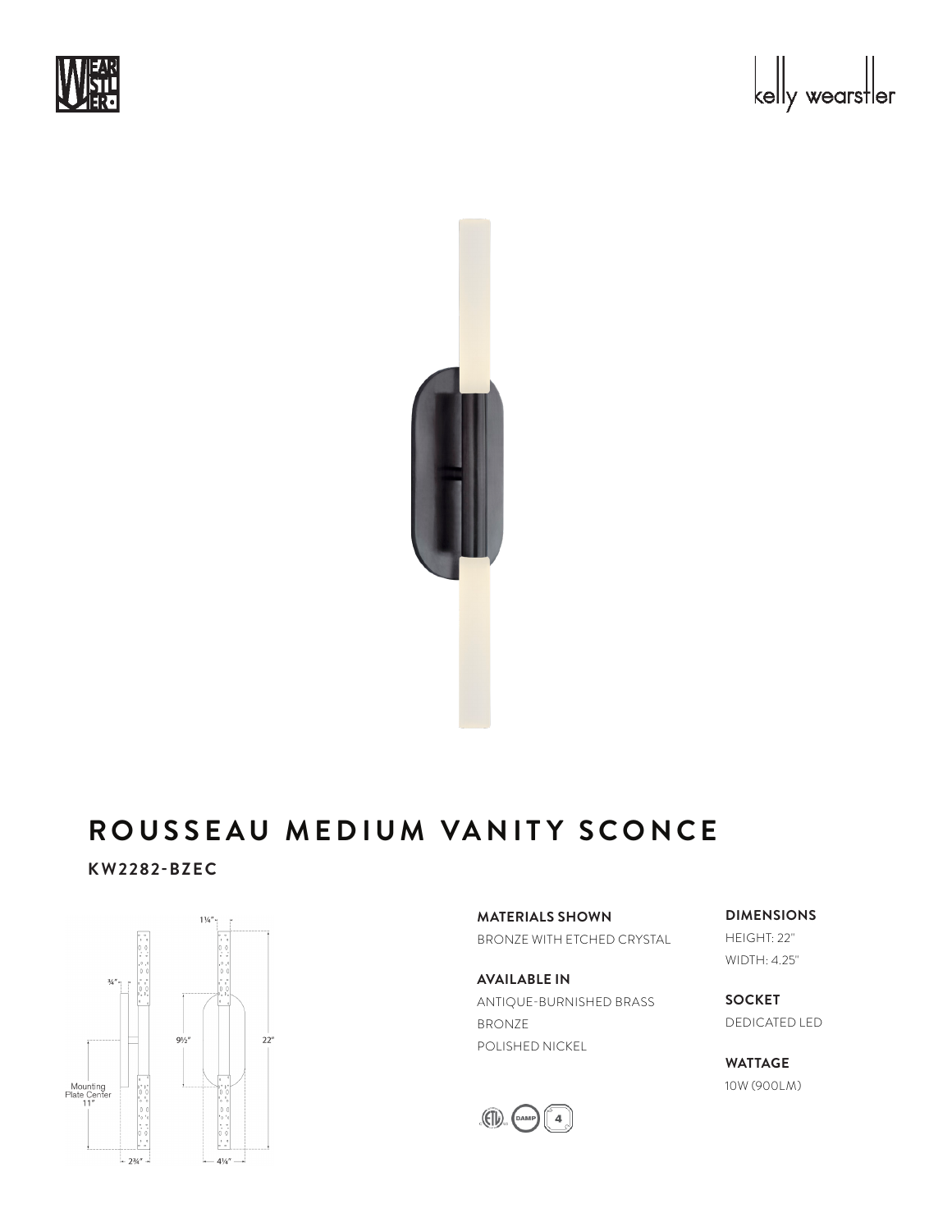# ROUSSEAU MEDIUM VANITY SCONCE

**KW2282-BZEC**

**MATERIALS SHOWN**
BRONZE WITH ETCHED CRYSTAL

**AVAILABLE IN**
ANTIQUE-BURNISHED BRASS
BRONZE
POLISHED NICKEL

**DIMENSIONS**
HEIGHT: 22"
WIDTH: 4.25"

**SOCKET**
DEDICATED LED

**WATTAGE**
10W (900LM)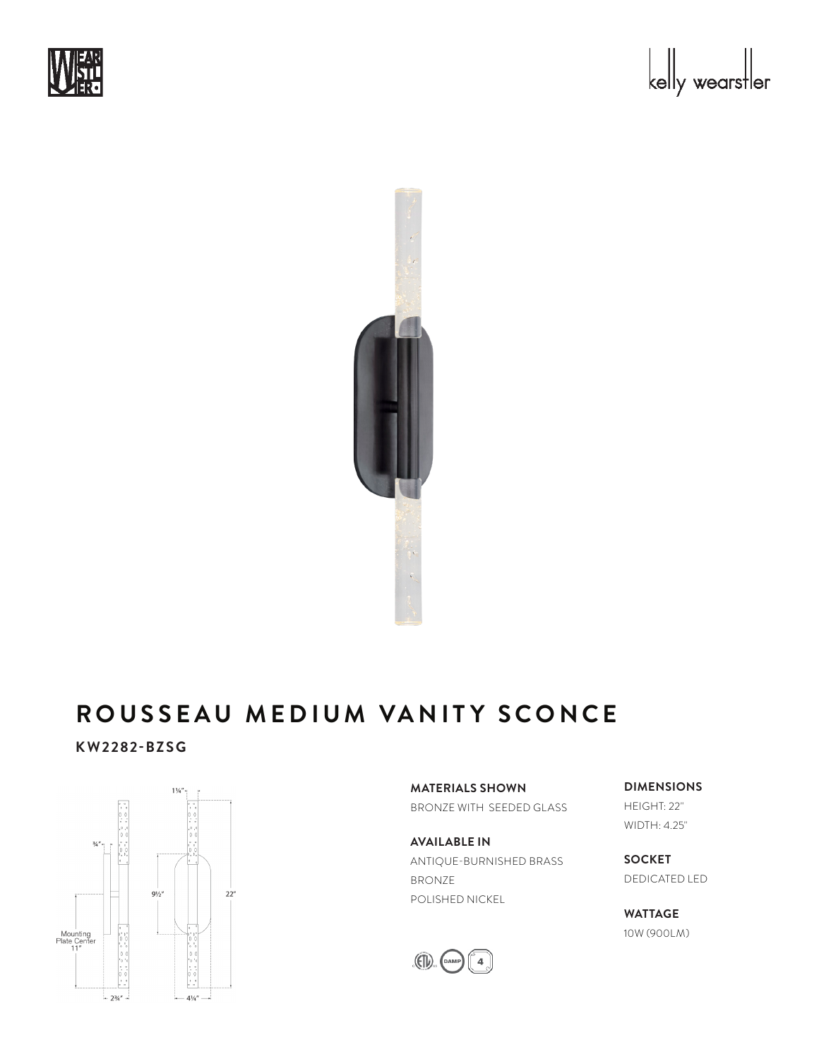# ROUSSEAU MEDIUM VANITY SCONCE

**KW2282-BZSG**

**MATERIALS SHOWN**

BRONZE WITH SEEDED GLASS

**AVAILABLE IN**

ANTIQUE-BURNISHED BRASS
BRONZE
POLISHED NICKEL

**DIMENSIONS**

HEIGHT: 22"
WIDTH: 4.25"

**SOCKET**

DEDICATED LED

**WATTAGE**

10W (900LM)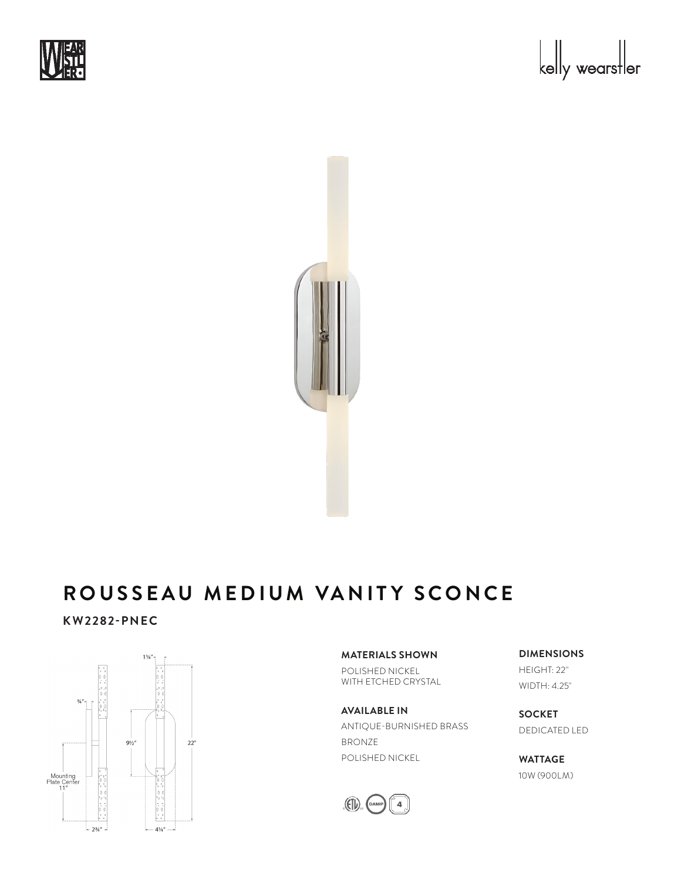# ROUSSEAU MEDIUM VANITY SCONCE

**KW2282-PNEC**

1¼"

¾"

9½"

22"

Mounting Plate Center 11"

2¾"

4¼"

**MATERIALS SHOWN**

POLISHED NICKEL
WITH ETCHED CRYSTAL

**AVAILABLE IN**

ANTIQUE-BURNISHED BRASS

BRONZE

POLISHED NICKEL

**DIMENSIONS**

HEIGHT: 22"

WIDTH: 4.25"

**SOCKET**

DEDICATED LED

**WATTAGE**

10W (900LM)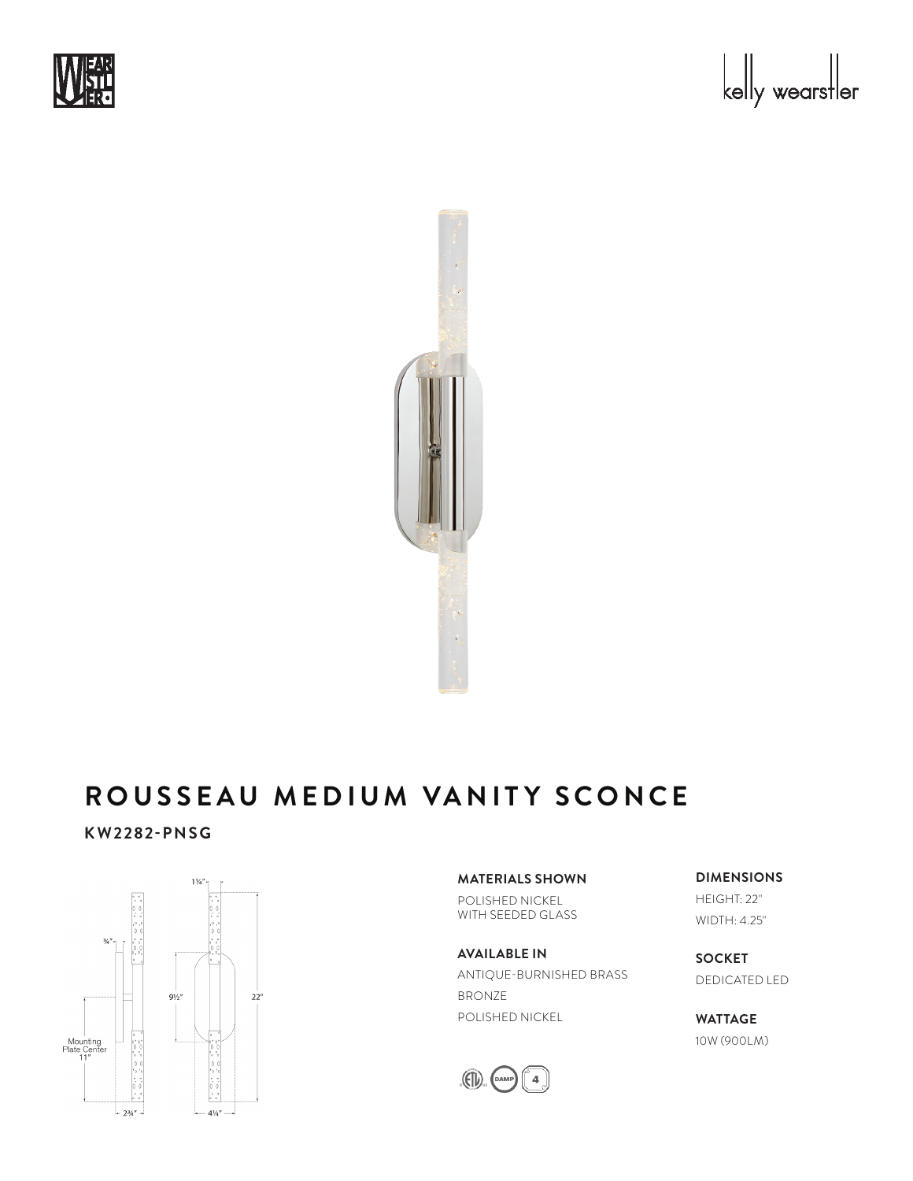# ROUSSEAU MEDIUM VANITY SCONCE

**KW2282-PNSG**

1¼"

¾"

9½"

22"

Mounting Plate Center 11"

2¾"

4¼"

**MATERIALS SHOWN**

POLISHED NICKEL
WITH SEEDED GLASS

**AVAILABLE IN**

ANTIQUE-BURNISHED BRASS

BRONZE

POLISHED NICKEL

DAMP

4

**DIMENSIONS**

HEIGHT: 22"

WIDTH: 4.25"

**SOCKET**

DEDICATED LED

**WATTAGE**

10W (900LM)